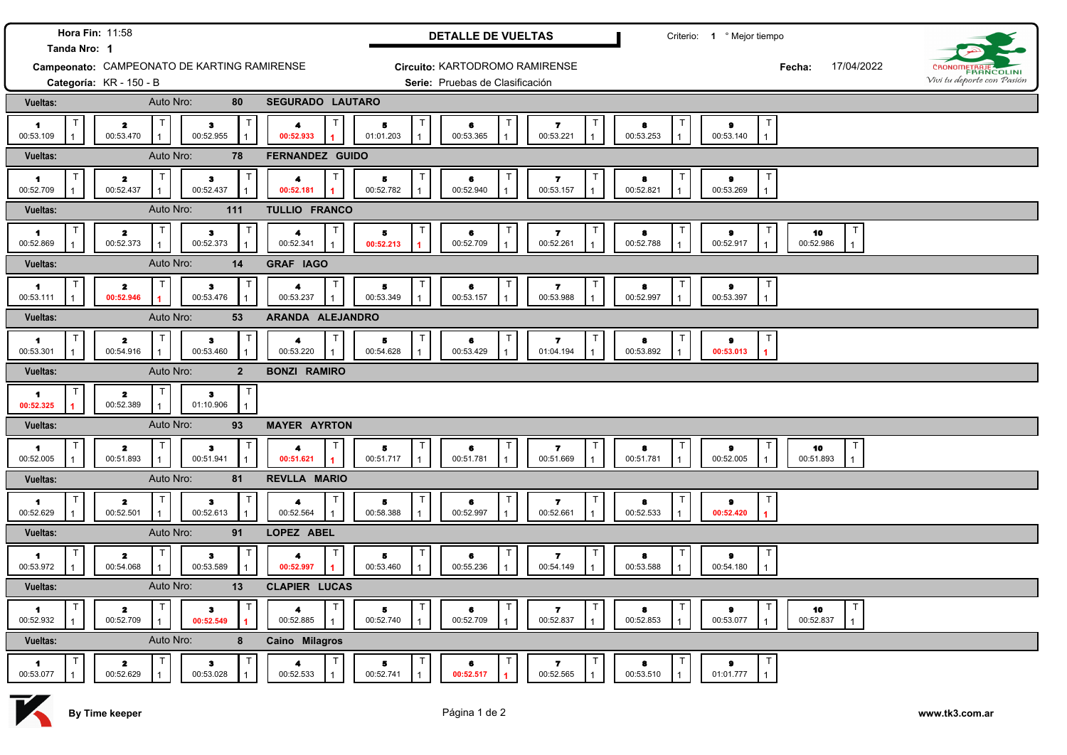**Hora Fin:** 11:58
**Tanda Nro:** 1

# DETALLE DE VUELTAS

Criterio: 1 ° Mejor tiempo

**Campeonato:** CAMPEONATO DE KARTING RAMIRENSE
**Categoría:** KR - 150 - B
**Circuito:** KARTODROMO RAMIRENSE
**Serie:** Pruebas de Clasificación
**Fecha:** 17/04/2022

CRONOMETRAJE FRANCOLINI — *Viví tu deporte con Pasión*

## Vueltas: Auto Nro: 80 SEGURADO LAUTARO

| 1 | 2 | 3 | 4 | 5 | 6 | 7 | 8 | 9 |
|---|---|---|---|---|---|---|---|---|
| 00:53.109 | 00:53.470 | 00:52.955 | **00:52.933** | 01:01.203 | 00:53.365 | 00:53.221 | 00:53.253 | 00:53.140 |

## Vueltas: Auto Nro: 78 FERNANDEZ GUIDO

| 1 | 2 | 3 | 4 | 5 | 6 | 7 | 8 | 9 |
|---|---|---|---|---|---|---|---|---|
| 00:52.709 | 00:52.437 | 00:52.437 | **00:52.181** | 00:52.782 | 00:52.940 | 00:53.157 | 00:52.821 | 00:53.269 |

## Vueltas: Auto Nro: 111 TULLIO FRANCO

| 1 | 2 | 3 | 4 | 5 | 6 | 7 | 8 | 9 | 10 |
|---|---|---|---|---|---|---|---|---|---|
| 00:52.869 | 00:52.373 | 00:52.373 | 00:52.341 | **00:52.213** | 00:52.709 | 00:52.261 | 00:52.788 | 00:52.917 | 00:52.986 |

## Vueltas: Auto Nro: 14 GRAF IAGO

| 1 | 2 | 3 | 4 | 5 | 6 | 7 | 8 | 9 |
|---|---|---|---|---|---|---|---|---|
| 00:53.111 | **00:52.946** | 00:53.476 | 00:53.237 | 00:53.349 | 00:53.157 | 00:53.988 | 00:52.997 | 00:53.397 |

## Vueltas: Auto Nro: 53 ARANDA ALEJANDRO

| 1 | 2 | 3 | 4 | 5 | 6 | 7 | 8 | 9 |
|---|---|---|---|---|---|---|---|---|
| 00:53.301 | 00:54.916 | 00:53.460 | 00:53.220 | 00:54.628 | 00:53.429 | 01:04.194 | 00:53.892 | **00:53.013** |

## Vueltas: Auto Nro: 2 BONZI RAMIRO

| 1 | 2 | 3 |
|---|---|---|
| **00:52.325** | 00:52.389 | 01:10.906 |

## Vueltas: Auto Nro: 93 MAYER AYRTON

| 1 | 2 | 3 | 4 | 5 | 6 | 7 | 8 | 9 | 10 |
|---|---|---|---|---|---|---|---|---|---|
| 00:52.005 | 00:51.893 | 00:51.941 | **00:51.621** | 00:51.717 | 00:51.781 | 00:51.669 | 00:51.781 | 00:52.005 | 00:51.893 |

## Vueltas: Auto Nro: 81 REVLLA MARIO

| 1 | 2 | 3 | 4 | 5 | 6 | 7 | 8 | 9 |
|---|---|---|---|---|---|---|---|---|
| 00:52.629 | 00:52.501 | 00:52.613 | 00:52.564 | 00:58.388 | 00:52.997 | 00:52.661 | 00:52.533 | **00:52.420** |

## Vueltas: Auto Nro: 91 LOPEZ ABEL

| 1 | 2 | 3 | 4 | 5 | 6 | 7 | 8 | 9 |
|---|---|---|---|---|---|---|---|---|
| 00:53.972 | 00:54.068 | 00:53.589 | **00:52.997** | 00:53.460 | 00:55.236 | 00:54.149 | 00:53.588 | 00:54.180 |

## Vueltas: Auto Nro: 13 CLAPIER LUCAS

| 1 | 2 | 3 | 4 | 5 | 6 | 7 | 8 | 9 | 10 |
|---|---|---|---|---|---|---|---|---|---|
| 00:52.932 | 00:52.709 | **00:52.549** | 00:52.885 | 00:52.740 | 00:52.709 | 00:52.837 | 00:52.853 | 00:53.077 | 00:52.837 |

## Vueltas: Auto Nro: 8 Caino Milagros

| 1 | 2 | 3 | 4 | 5 | 6 | 7 | 8 | 9 |
|---|---|---|---|---|---|---|---|---|
| 00:53.077 | 00:52.629 | 00:53.028 | 00:52.533 | 00:52.741 | **00:52.517** | 00:52.565 | 00:53.510 | 01:01.777 |

By Time keeper — www.tk3.com.ar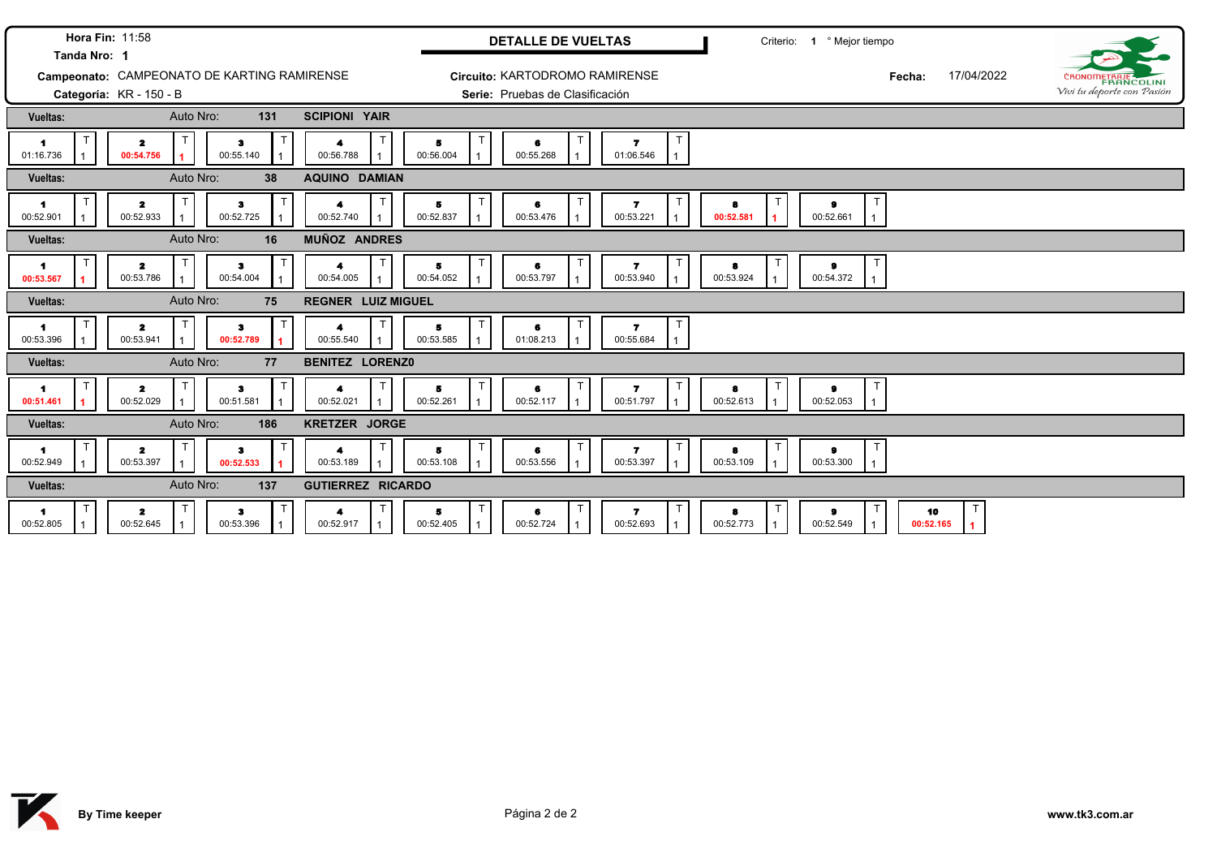**Hora Fin:** 11:58
**Tanda Nro:** 1

## DETALLE DE VUELTAS

Criterio: 1 ° Mejor tiempo

**Campeonato:** CAMPEONATO DE KARTING RAMIRENSE
**Categoría:** KR - 150 - B

**Circuito:** KARTODROMO RAMIRENSE
**Serie:** Pruebas de Clasificación

**Fecha:** 17/04/2022

CRONOMETRAJE FRANCOLINI
Vivi tu deporte con Pasión

**Vueltas:** Auto Nro: **131** **SCIPIONI YAIR**

| Vuelta | Tiempo | T |
|---|---|---|
| 1 | 01:16.736 | 1 |
| 2 | **00:54.756** | **1** |
| 3 | 00:55.140 | 1 |
| 4 | 00:56.788 | 1 |
| 5 | 00:56.004 | 1 |
| 6 | 00:55.268 | 1 |
| 7 | 01:06.546 | 1 |

**Vueltas:** Auto Nro: **38** **AQUINO DAMIAN**

| Vuelta | Tiempo | T |
|---|---|---|
| 1 | 00:52.901 | 1 |
| 2 | 00:52.933 | 1 |
| 3 | 00:52.725 | 1 |
| 4 | 00:52.740 | 1 |
| 5 | 00:52.837 | 1 |
| 6 | 00:53.476 | 1 |
| 7 | 00:53.221 | 1 |
| 8 | **00:52.581** | **1** |
| 9 | 00:52.661 | 1 |

**Vueltas:** Auto Nro: **16** **MUÑOZ ANDRES**

| Vuelta | Tiempo | T |
|---|---|---|
| 1 | **00:53.567** | **1** |
| 2 | 00:53.786 | 1 |
| 3 | 00:54.004 | 1 |
| 4 | 00:54.005 | 1 |
| 5 | 00:54.052 | 1 |
| 6 | 00:53.797 | 1 |
| 7 | 00:53.940 | 1 |
| 8 | 00:53.924 | 1 |
| 9 | 00:54.372 | 1 |

**Vueltas:** Auto Nro: **75** **REGNER LUIZ MIGUEL**

| Vuelta | Tiempo | T |
|---|---|---|
| 1 | 00:53.396 | 1 |
| 2 | 00:53.941 | 1 |
| 3 | **00:52.789** | **1** |
| 4 | 00:55.540 | 1 |
| 5 | 00:53.585 | 1 |
| 6 | 01:08.213 | 1 |
| 7 | 00:55.684 | 1 |

**Vueltas:** Auto Nro: **77** **BENITEZ LORENZ0**

| Vuelta | Tiempo | T |
|---|---|---|
| 1 | **00:51.461** | **1** |
| 2 | 00:52.029 | 1 |
| 3 | 00:51.581 | 1 |
| 4 | 00:52.021 | 1 |
| 5 | 00:52.261 | 1 |
| 6 | 00:52.117 | 1 |
| 7 | 00:51.797 | 1 |
| 8 | 00:52.613 | 1 |
| 9 | 00:52.053 | 1 |

**Vueltas:** Auto Nro: **186** **KRETZER JORGE**

| Vuelta | Tiempo | T |
|---|---|---|
| 1 | 00:52.949 | 1 |
| 2 | 00:53.397 | 1 |
| 3 | **00:52.533** | **1** |
| 4 | 00:53.189 | 1 |
| 5 | 00:53.108 | 1 |
| 6 | 00:53.556 | 1 |
| 7 | 00:53.397 | 1 |
| 8 | 00:53.109 | 1 |
| 9 | 00:53.300 | 1 |

**Vueltas:** Auto Nro: **137** **GUTIERREZ RICARDO**

| Vuelta | Tiempo | T |
|---|---|---|
| 1 | 00:52.805 | 1 |
| 2 | 00:52.645 | 1 |
| 3 | 00:53.396 | 1 |
| 4 | 00:52.917 | 1 |
| 5 | 00:52.405 | 1 |
| 6 | 00:52.724 | 1 |
| 7 | 00:52.693 | 1 |
| 8 | 00:52.773 | 1 |
| 9 | 00:52.549 | 1 |
| 10 | **00:52.165** | **1** |

By Time keeper

www.tk3.com.ar